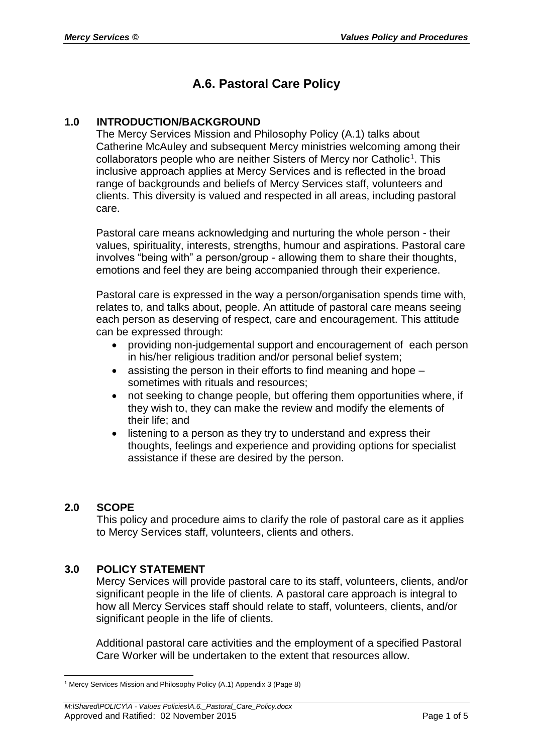# A.6. Pastoral Care Policy

## 1.0 INTRODUCTION/BACKGROUND

The Mercy Services Mission and Philosophy Policy (A.1) talks about Catherine McAuley and subsequent Mercy ministries welcoming among their collaborators people who are neither Sisters of Mercy nor Catholic[1]. This inclusive approach applies at Mercy Services and is reflected in the broad range of backgrounds and beliefs of Mercy Services staff, volunteers and clients. This diversity is valued and respected in all areas, including pastoral care.

Pastoral care means acknowledging and nurturing the whole person - their values, spirituality, interests, strengths, humour and aspirations. Pastoral care involves "being with" a person/group - allowing them to share their thoughts, emotions and feel they are being accompanied through their experience.

Pastoral care is expressed in the way a person/organisation spends time with, relates to, and talks about, people. An attitude of pastoral care means seeing each person as deserving of respect, care and encouragement. This attitude can be expressed through:

- providing non-judgemental support and encouragement of each person in his/her religious tradition and/or personal belief system;
- assisting the person in their efforts to find meaning and hope – sometimes with rituals and resources;
- not seeking to change people, but offering them opportunities where, if they wish to, they can make the review and modify the elements of their life; and
- listening to a person as they try to understand and express their thoughts, feelings and experience and providing options for specialist assistance if these are desired by the person.

## 2.0 SCOPE

This policy and procedure aims to clarify the role of pastoral care as it applies to Mercy Services staff, volunteers, clients and others.

## 3.0 POLICY STATEMENT

Mercy Services will provide pastoral care to its staff, volunteers, clients, and/or significant people in the life of clients. A pastoral care approach is integral to how all Mercy Services staff should relate to staff, volunteers, clients, and/or significant people in the life of clients.

Additional pastoral care activities and the employment of a specified Pastoral Care Worker will be undertaken to the extent that resources allow.

[1] Mercy Services Mission and Philosophy Policy (A.1) Appendix 3 (Page 8)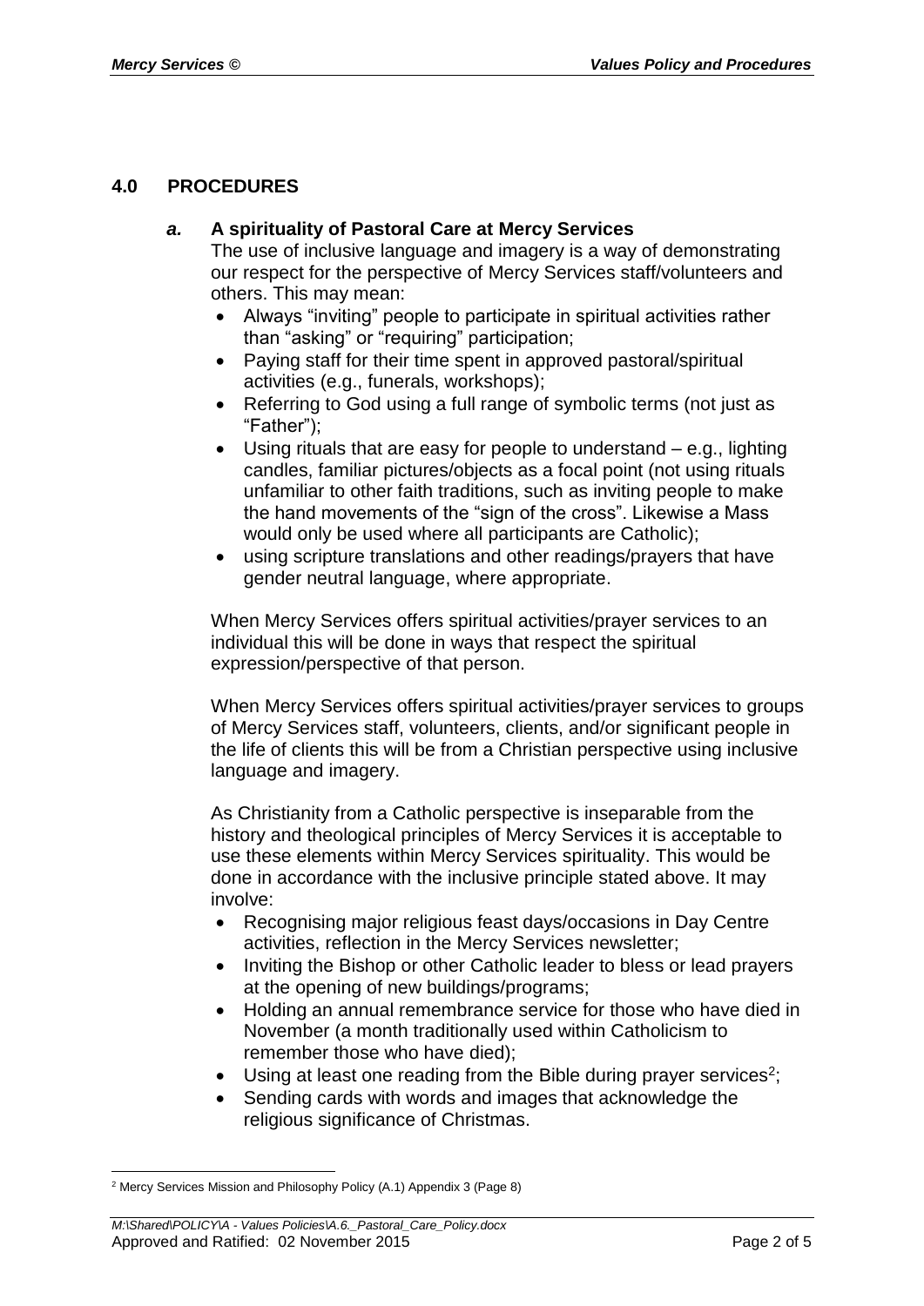## 4.0 PROCEDURES

### *a.* A spirituality of Pastoral Care at Mercy Services

The use of inclusive language and imagery is a way of demonstrating our respect for the perspective of Mercy Services staff/volunteers and others. This may mean:

- Always "inviting" people to participate in spiritual activities rather than "asking" or "requiring" participation;
- Paying staff for their time spent in approved pastoral/spiritual activities (e.g., funerals, workshops);
- Referring to God using a full range of symbolic terms (not just as "Father");
- Using rituals that are easy for people to understand – e.g., lighting candles, familiar pictures/objects as a focal point (not using rituals unfamiliar to other faith traditions, such as inviting people to make the hand movements of the "sign of the cross". Likewise a Mass would only be used where all participants are Catholic);
- using scripture translations and other readings/prayers that have gender neutral language, where appropriate.

When Mercy Services offers spiritual activities/prayer services to an individual this will be done in ways that respect the spiritual expression/perspective of that person.

When Mercy Services offers spiritual activities/prayer services to groups of Mercy Services staff, volunteers, clients, and/or significant people in the life of clients this will be from a Christian perspective using inclusive language and imagery.

As Christianity from a Catholic perspective is inseparable from the history and theological principles of Mercy Services it is acceptable to use these elements within Mercy Services spirituality. This would be done in accordance with the inclusive principle stated above. It may involve:

- Recognising major religious feast days/occasions in Day Centre activities, reflection in the Mercy Services newsletter;
- Inviting the Bishop or other Catholic leader to bless or lead prayers at the opening of new buildings/programs;
- Holding an annual remembrance service for those who have died in November (a month traditionally used within Catholicism to remember those who have died);
- Using at least one reading from the Bible during prayer services[2];
- Sending cards with words and images that acknowledge the religious significance of Christmas.

[2] Mercy Services Mission and Philosophy Policy (A.1) Appendix 3 (Page 8)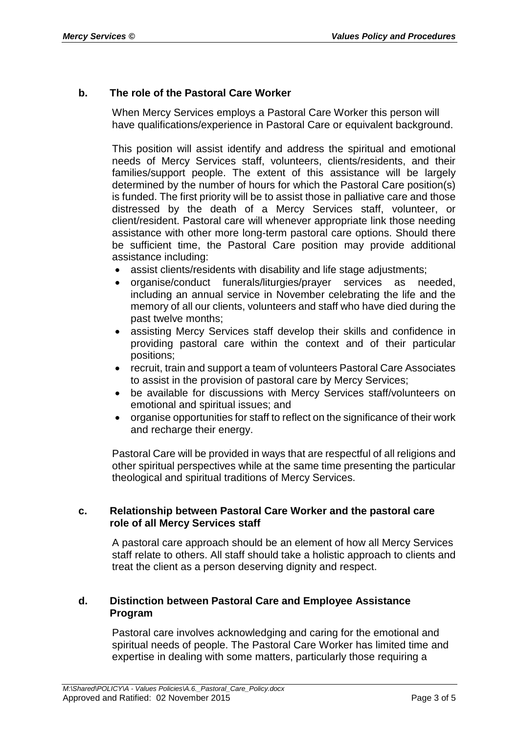### b. The role of the Pastoral Care Worker

When Mercy Services employs a Pastoral Care Worker this person will have qualifications/experience in Pastoral Care or equivalent background.

This position will assist identify and address the spiritual and emotional needs of Mercy Services staff, volunteers, clients/residents, and their families/support people. The extent of this assistance will be largely determined by the number of hours for which the Pastoral Care position(s) is funded. The first priority will be to assist those in palliative care and those distressed by the death of a Mercy Services staff, volunteer, or client/resident. Pastoral care will whenever appropriate link those needing assistance with other more long-term pastoral care options. Should there be sufficient time, the Pastoral Care position may provide additional assistance including:

- assist clients/residents with disability and life stage adjustments;
- organise/conduct funerals/liturgies/prayer services as needed, including an annual service in November celebrating the life and the memory of all our clients, volunteers and staff who have died during the past twelve months;
- assisting Mercy Services staff develop their skills and confidence in providing pastoral care within the context and of their particular positions;
- recruit, train and support a team of volunteers Pastoral Care Associates to assist in the provision of pastoral care by Mercy Services;
- be available for discussions with Mercy Services staff/volunteers on emotional and spiritual issues; and
- organise opportunities for staff to reflect on the significance of their work and recharge their energy.

Pastoral Care will be provided in ways that are respectful of all religions and other spiritual perspectives while at the same time presenting the particular theological and spiritual traditions of Mercy Services.

### c. Relationship between Pastoral Care Worker and the pastoral care role of all Mercy Services staff

A pastoral care approach should be an element of how all Mercy Services staff relate to others. All staff should take a holistic approach to clients and treat the client as a person deserving dignity and respect.

### d. Distinction between Pastoral Care and Employee Assistance Program

Pastoral care involves acknowledging and caring for the emotional and spiritual needs of people. The Pastoral Care Worker has limited time and expertise in dealing with some matters, particularly those requiring a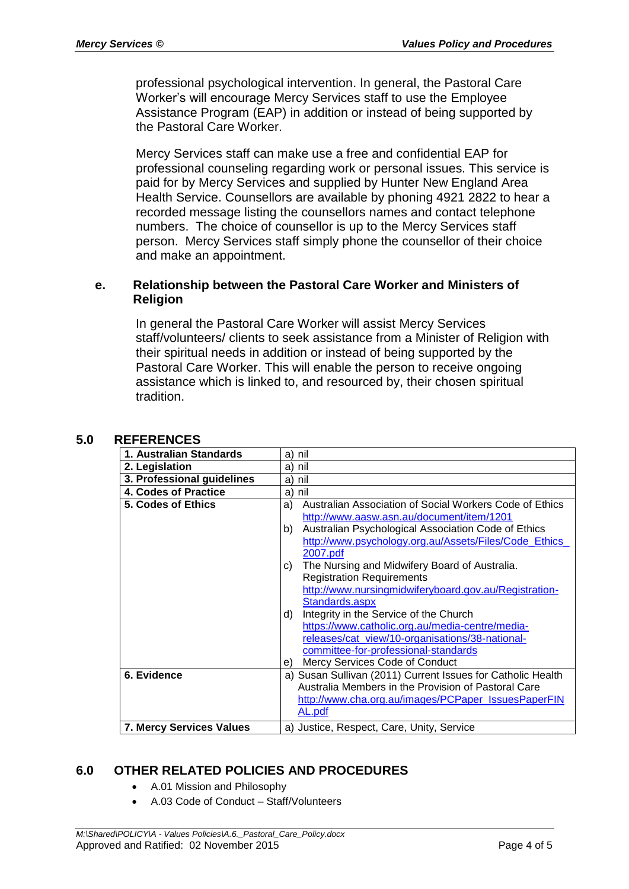professional psychological intervention. In general, the Pastoral Care Worker's will encourage Mercy Services staff to use the Employee Assistance Program (EAP) in addition or instead of being supported by the Pastoral Care Worker.

Mercy Services staff can make use a free and confidential EAP for professional counseling regarding work or personal issues. This service is paid for by Mercy Services and supplied by Hunter New England Area Health Service. Counsellors are available by phoning 4921 2822 to hear a recorded message listing the counsellors names and contact telephone numbers. The choice of counsellor is up to the Mercy Services staff person. Mercy Services staff simply phone the counsellor of their choice and make an appointment.

### e. Relationship between the Pastoral Care Worker and Ministers of Religion

In general the Pastoral Care Worker will assist Mercy Services staff/volunteers/ clients to seek assistance from a Minister of Religion with their spiritual needs in addition or instead of being supported by the Pastoral Care Worker. This will enable the person to receive ongoing assistance which is linked to, and resourced by, their chosen spiritual tradition.

## 5.0 REFERENCES

| | |
|---|---|
| **1. Australian Standards** | a) nil |
| **2. Legislation** | a) nil |
| **3. Professional guidelines** | a) nil |
| **4. Codes of Practice** | a) nil |
| **5. Codes of Ethics** | a) Australian Association of Social Workers Code of Ethics http://www.aasw.asn.au/document/item/1201<br>b) Australian Psychological Association Code of Ethics http://www.psychology.org.au/Assets/Files/Code_Ethics_2007.pdf<br>c) The Nursing and Midwifery Board of Australia. Registration Requirements http://www.nursingmidwiferyboard.gov.au/Registration-Standards.aspx<br>d) Integrity in the Service of the Church https://www.catholic.org.au/media-centre/media-releases/cat_view/10-organisations/38-national-committee-for-professional-standards<br>e) Mercy Services Code of Conduct |
| **6. Evidence** | a) Susan Sullivan (2011) Current Issues for Catholic Health Australia Members in the Provision of Pastoral Care http://www.cha.org.au/images/PCPaper_IssuesPaperFINAL.pdf |
| **7. Mercy Services Values** | a) Justice, Respect, Care, Unity, Service |

## 6.0 OTHER RELATED POLICIES AND PROCEDURES

- A.01 Mission and Philosophy
- A.03 Code of Conduct – Staff/Volunteers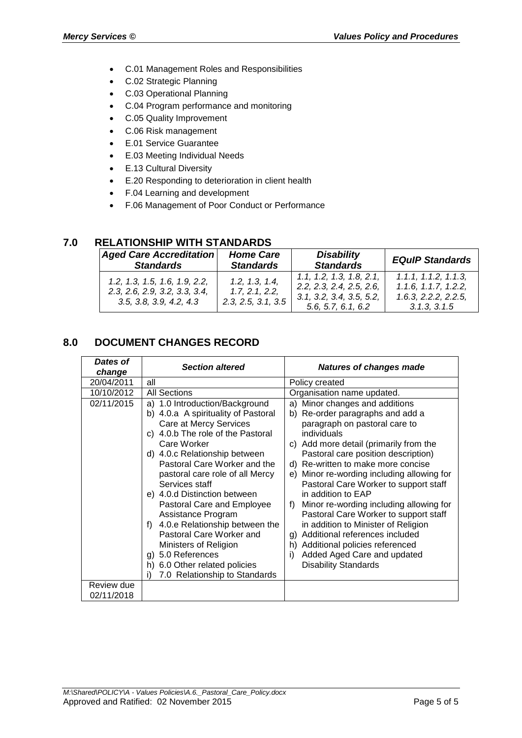- C.01 Management Roles and Responsibilities
- C.02 Strategic Planning
- C.03 Operational Planning
- C.04 Program performance and monitoring
- C.05 Quality Improvement
- C.06 Risk management
- E.01 Service Guarantee
- E.03 Meeting Individual Needs
- E.13 Cultural Diversity
- E.20 Responding to deterioration in client health
- F.04 Learning and development
- F.06 Management of Poor Conduct or Performance

## 7.0 RELATIONSHIP WITH STANDARDS

| *Aged Care Accreditation Standards* | *Home Care Standards* | *Disability Standards* | *EQuIP Standards* |
|---|---|---|---|
| *1.2, 1.3, 1.5, 1.6, 1.9, 2.2, 2.3, 2.6, 2.9, 3.2, 3.3, 3.4, 3.5, 3.8, 3.9, 4.2, 4.3* | *1.2, 1.3, 1.4, 1.7, 2.1, 2.2, 2.3, 2.5, 3.1, 3.5* | *1.1, 1.2, 1.3, 1.8, 2.1, 2.2, 2.3, 2.4, 2.5, 2.6, 3.1, 3.2, 3.4, 3.5, 5.2, 5.6, 5.7, 6.1, 6.2* | *1.1.1, 1.1.2, 1.1.3, 1.1.6, 1.1.7, 1.2.2, 1.6.3, 2.2.2, 2.2.5, 3.1.3, 3.1.5* |

## 8.0 DOCUMENT CHANGES RECORD

| *Dates of change* | *Section altered* | *Natures of changes made* |
|---|---|---|
| 20/04/2011 | all | Policy created |
| 10/10/2012 | All Sections | Organisation name updated. |
| 02/11/2015 | a) 1.0 Introduction/Background<br>b) 4.0.a A spirituality of Pastoral Care at Mercy Services<br>c) 4.0.b The role of the Pastoral Care Worker<br>d) 4.0.c Relationship between Pastoral Care Worker and the pastoral care role of all Mercy Services staff<br>e) 4.0.d Distinction between Pastoral Care and Employee Assistance Program<br>f) 4.0.e Relationship between the Pastoral Care Worker and Ministers of Religion<br>g) 5.0 References<br>h) 6.0 Other related policies<br>i) 7.0 Relationship to Standards | a) Minor changes and additions<br>b) Re-order paragraphs and add a paragraph on pastoral care to individuals<br>c) Add more detail (primarily from the Pastoral care position description)<br>d) Re-written to make more concise<br>e) Minor re-wording including allowing for Pastoral Care Worker to support staff in addition to EAP<br>f) Minor re-wording including allowing for Pastoral Care Worker to support staff in addition to Minister of Religion<br>g) Additional references included<br>h) Additional policies referenced<br>i) Added Aged Care and updated Disability Standards |
| Review due 02/11/2018 | | |

M:\Shared\POLICY\A - Values Policies\A.6._Pastoral_Care_Policy.docx
Approved and Ratified: 02 November 2015